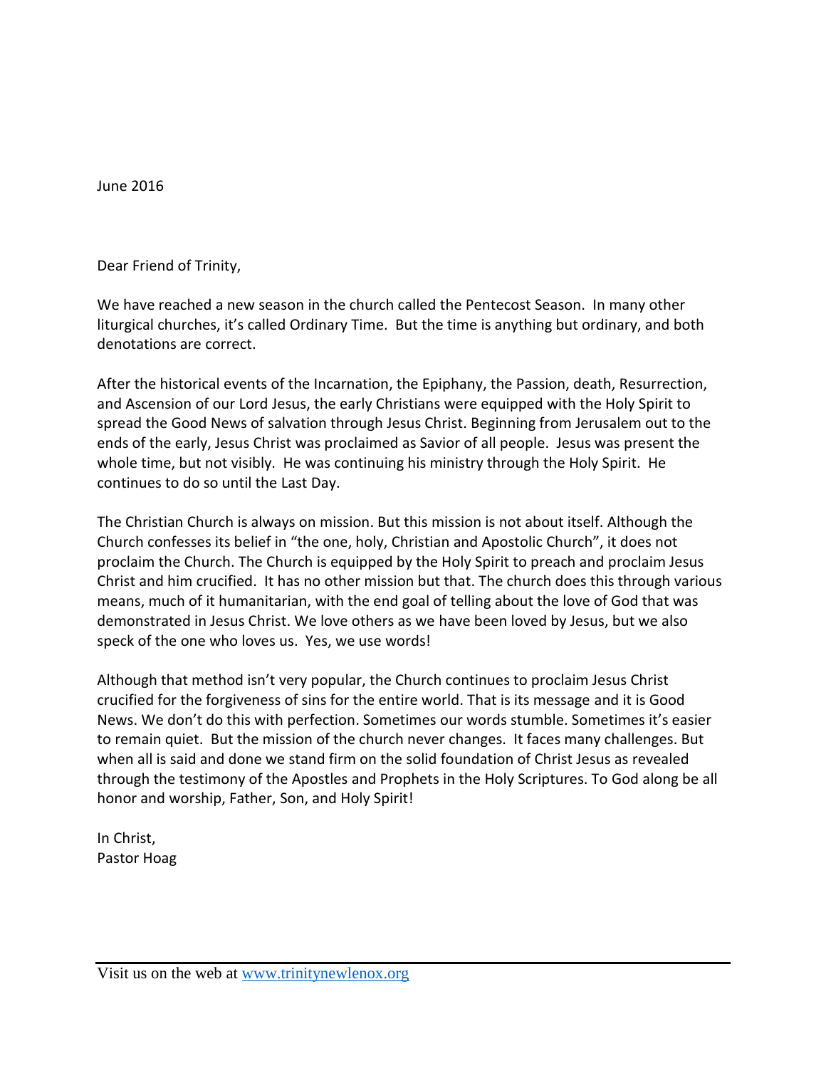June 2016

Dear Friend of Trinity,

We have reached a new season in the church called the Pentecost Season. In many other liturgical churches, it's called Ordinary Time. But the time is anything but ordinary, and both denotations are correct.

After the historical events of the Incarnation, the Epiphany, the Passion, death, Resurrection, and Ascension of our Lord Jesus, the early Christians were equipped with the Holy Spirit to spread the Good News of salvation through Jesus Christ. Beginning from Jerusalem out to the ends of the early, Jesus Christ was proclaimed as Savior of all people. Jesus was present the whole time, but not visibly. He was continuing his ministry through the Holy Spirit. He continues to do so until the Last Day.

The Christian Church is always on mission. But this mission is not about itself. Although the Church confesses its belief in "the one, holy, Christian and Apostolic Church", it does not proclaim the Church. The Church is equipped by the Holy Spirit to preach and proclaim Jesus Christ and him crucified. It has no other mission but that. The church does this through various means, much of it humanitarian, with the end goal of telling about the love of God that was demonstrated in Jesus Christ. We love others as we have been loved by Jesus, but we also speck of the one who loves us. Yes, we use words!

Although that method isn't very popular, the Church continues to proclaim Jesus Christ crucified for the forgiveness of sins for the entire world. That is its message and it is Good News. We don't do this with perfection. Sometimes our words stumble. Sometimes it's easier to remain quiet. But the mission of the church never changes. It faces many challenges. But when all is said and done we stand firm on the solid foundation of Christ Jesus as revealed through the testimony of the Apostles and Prophets in the Holy Scriptures. To God along be all honor and worship, Father, Son, and Holy Spirit!

In Christ,
Pastor Hoag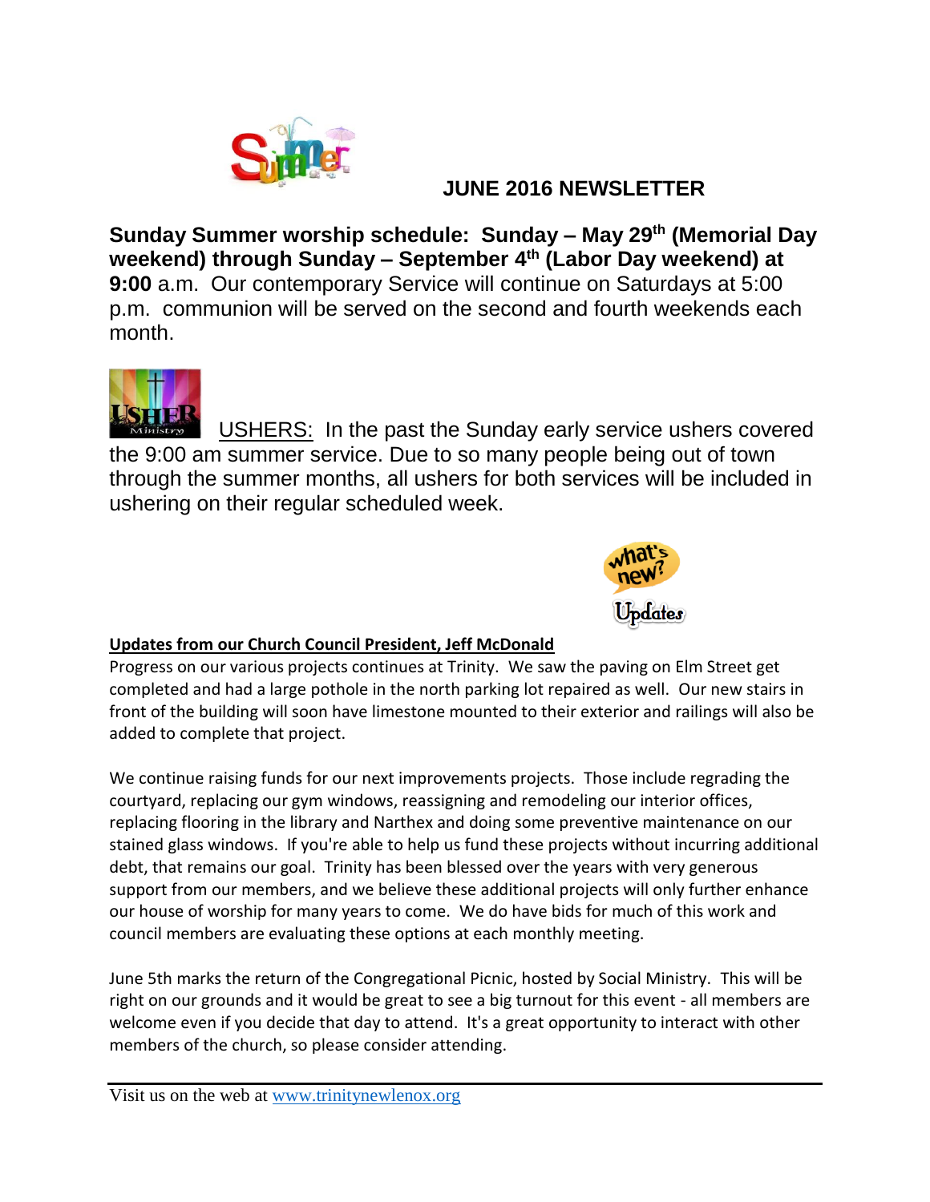## JUNE 2016 NEWSLETTER

**Sunday Summer worship schedule: Sunday – May 29th (Memorial Day weekend) through Sunday – September 4th (Labor Day weekend) at 9:00** a.m. Our contemporary Service will continue on Saturdays at 5:00 p.m. communion will be served on the second and fourth weekends each month.

USHERS: In the past the Sunday early service ushers covered the 9:00 am summer service. Due to so many people being out of town through the summer months, all ushers for both services will be included in ushering on their regular scheduled week.

**Updates from our Church Council President, Jeff McDonald**

Progress on our various projects continues at Trinity. We saw the paving on Elm Street get completed and had a large pothole in the north parking lot repaired as well. Our new stairs in front of the building will soon have limestone mounted to their exterior and railings will also be added to complete that project.

We continue raising funds for our next improvements projects. Those include regrading the courtyard, replacing our gym windows, reassigning and remodeling our interior offices, replacing flooring in the library and Narthex and doing some preventive maintenance on our stained glass windows. If you're able to help us fund these projects without incurring additional debt, that remains our goal. Trinity has been blessed over the years with very generous support from our members, and we believe these additional projects will only further enhance our house of worship for many years to come. We do have bids for much of this work and council members are evaluating these options at each monthly meeting.

June 5th marks the return of the Congregational Picnic, hosted by Social Ministry. This will be right on our grounds and it would be great to see a big turnout for this event - all members are welcome even if you decide that day to attend. It's a great opportunity to interact with other members of the church, so please consider attending.

Visit us on the web at www.trinitynewlenox.org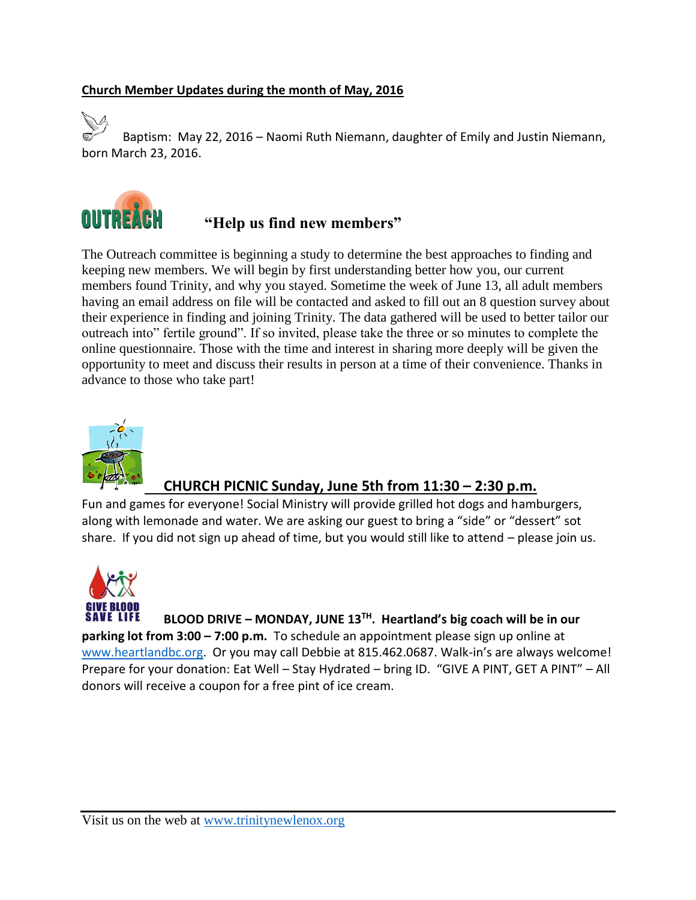## Church Member Updates during the month of May, 2016

Baptism: May 22, 2016 – Naomi Ruth Niemann, daughter of Emily and Justin Niemann, born March 23, 2016.

OUTREACH

### "Help us find new members"

The Outreach committee is beginning a study to determine the best approaches to finding and keeping new members. We will begin by first understanding better how you, our current members found Trinity, and why you stayed. Sometime the week of June 13, all adult members having an email address on file will be contacted and asked to fill out an 8 question survey about their experience in finding and joining Trinity. The data gathered will be used to better tailor our outreach into" fertile ground". If so invited, please take the three or so minutes to complete the online questionnaire. Those with the time and interest in sharing more deeply will be given the opportunity to meet and discuss their results in person at a time of their convenience. Thanks in advance to those who take part!

### CHURCH PICNIC Sunday, June 5th from 11:30 – 2:30 p.m.

Fun and games for everyone! Social Ministry will provide grilled hot dogs and hamburgers, along with lemonade and water. We are asking our guest to bring a "side" or "dessert" sot share. If you did not sign up ahead of time, but you would still like to attend – please join us.

GIVE BLOOD SAVE LIFE

**BLOOD DRIVE – MONDAY, JUNE 13TH. Heartland's big coach will be in our parking lot from 3:00 – 7:00 p.m.** To schedule an appointment please sign up online at [www.heartlandbc.org](http://www.heartlandbc.org). Or you may call Debbie at 815.462.0687. Walk-in's are always welcome! Prepare for your donation: Eat Well – Stay Hydrated – bring ID. "GIVE A PINT, GET A PINT" – All donors will receive a coupon for a free pint of ice cream.

Visit us on the web at [www.trinitynewlenox.org](http://www.trinitynewlenox.org)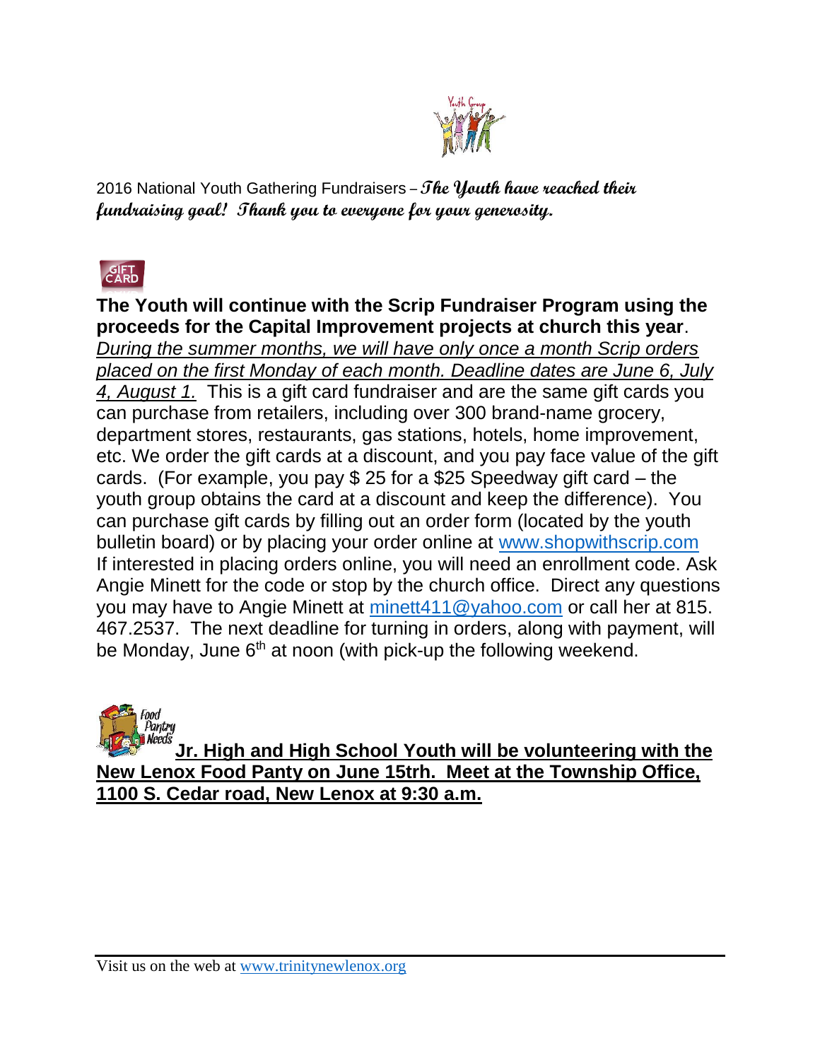2016 National Youth Gathering Fundraisers – ***The Youth have reached their fundraising goal! Thank you to everyone for your generosity.***

**The Youth will continue with the Scrip Fundraiser Program using the proceeds for the Capital Improvement projects at church this year**. *During the summer months, we will have only once a month Scrip orders placed on the first Monday of each month. Deadline dates are June 6, July 4, August 1.* This is a gift card fundraiser and are the same gift cards you can purchase from retailers, including over 300 brand-name grocery, department stores, restaurants, gas stations, hotels, home improvement, etc. We order the gift cards at a discount, and you pay face value of the gift cards. (For example, you pay $ 25 for a $25 Speedway gift card – the youth group obtains the card at a discount and keep the difference). You can purchase gift cards by filling out an order form (located by the youth bulletin board) or by placing your order online at www.shopwithscrip.com If interested in placing orders online, you will need an enrollment code. Ask Angie Minett for the code or stop by the church office. Direct any questions you may have to Angie Minett at minett411@yahoo.com or call her at 815. 467.2537. The next deadline for turning in orders, along with payment, will be Monday, June 6th at noon (with pick-up the following weekend.

**Jr. High and High School Youth will be volunteering with the New Lenox Food Panty on June 15trh. Meet at the Township Office, 1100 S. Cedar road, New Lenox at 9:30 a.m.**

Visit us on the web at www.trinitynewlenox.org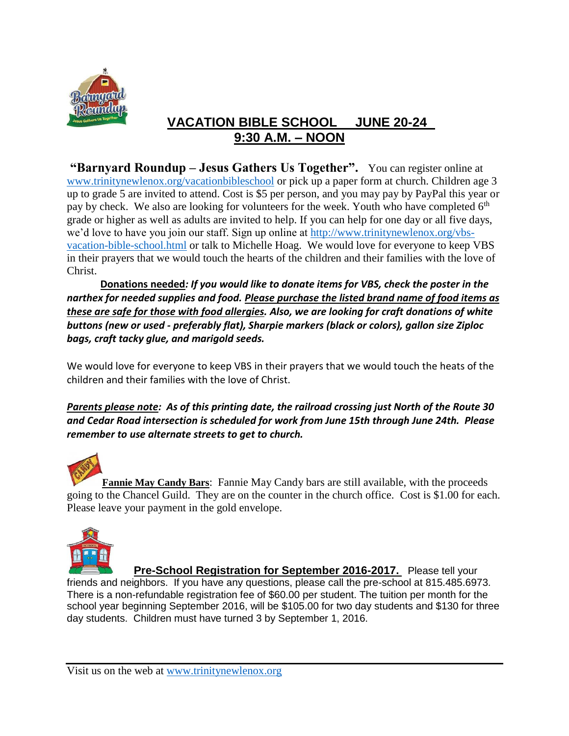## VACATION BIBLE SCHOOL JUNE 20-24
## 9:30 A.M. – NOON

**"Barnyard Roundup – Jesus Gathers Us Together".** You can register online at www.trinitynewlenox.org/vacationbibleschool or pick up a paper form at church. Children age 3 up to grade 5 are invited to attend. Cost is $5 per person, and you may pay by PayPal this year or pay by check. We also are looking for volunteers for the week. Youth who have completed 6th grade or higher as well as adults are invited to help. If you can help for one day or all five days, we'd love to have you join our staff. Sign up online at http://www.trinitynewlenox.org/vbs-vacation-bible-school.html or talk to Michelle Hoag. We would love for everyone to keep VBS in their prayers that we would touch the hearts of the children and their families with the love of Christ.

***Donations needed**: If you would like to donate items for VBS, check the poster in the narthex for needed supplies and food. Please purchase the listed brand name of food items as these are safe for those with food allergies. Also, we are looking for craft donations of white buttons (new or used - preferably flat), Sharpie markers (black or colors), gallon size Ziploc bags, craft tacky glue, and marigold seeds.*

We would love for everyone to keep VBS in their prayers that we would touch the heats of the children and their families with the love of Christ.

***Parents please note**: As of this printing date, the railroad crossing just North of the Route 30 and Cedar Road intersection is scheduled for work from June 15th through June 24th. Please remember to use alternate streets to get to church.*

**Fannie May Candy Bars**: Fannie May Candy bars are still available, with the proceeds going to the Chancel Guild. They are on the counter in the church office. Cost is $1.00 for each. Please leave your payment in the gold envelope.

**Pre-School Registration for September 2016-2017.** Please tell your friends and neighbors. If you have any questions, please call the pre-school at 815.485.6973. There is a non-refundable registration fee of $60.00 per student. The tuition per month for the school year beginning September 2016, will be $105.00 for two day students and $130 for three day students. Children must have turned 3 by September 1, 2016.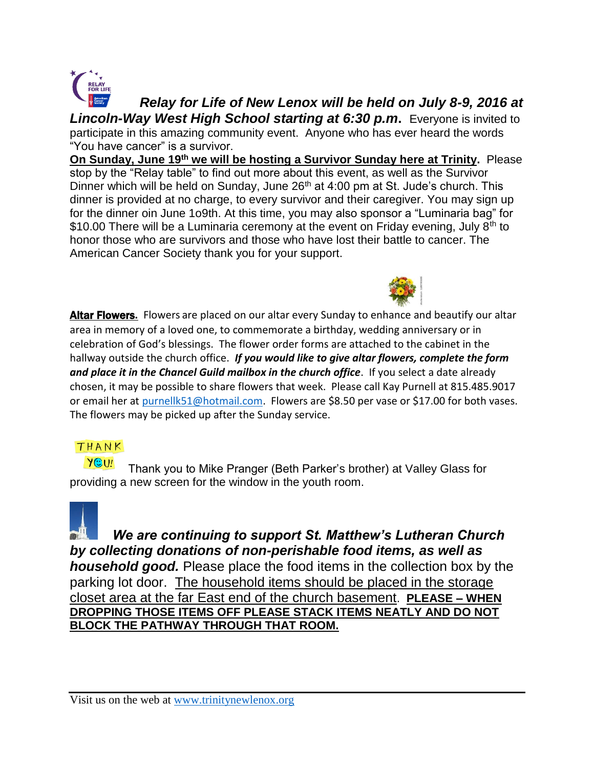***Relay for Life of New Lenox will be held on July 8-9, 2016 at Lincoln-Way West High School starting at 6:30 p.m.*** Everyone is invited to participate in this amazing community event. Anyone who has ever heard the words "You have cancer" is a survivor.

**On Sunday, June 19th we will be hosting a Survivor Sunday here at Trinity.** Please stop by the "Relay table" to find out more about this event, as well as the Survivor Dinner which will be held on Sunday, June 26th at 4:00 pm at St. Jude's church. This dinner is provided at no charge, to every survivor and their caregiver. You may sign up for the dinner oin June 1o9th. At this time, you may also sponsor a "Luminaria bag" for $10.00 There will be a Luminaria ceremony at the event on Friday evening, July 8th to honor those who are survivors and those who have lost their battle to cancer. The American Cancer Society thank you for your support.

**Altar Flowers.** Flowers are placed on our altar every Sunday to enhance and beautify our altar area in memory of a loved one, to commemorate a birthday, wedding anniversary or in celebration of God's blessings. The flower order forms are attached to the cabinet in the hallway outside the church office. ***If you would like to give altar flowers, complete the form and place it in the Chancel Guild mailbox in the church office***. If you select a date already chosen, it may be possible to share flowers that week. Please call Kay Purnell at 815.485.9017 or email her at purnellk51@hotmail.com. Flowers are $8.50 per vase or $17.00 for both vases. The flowers may be picked up after the Sunday service.

Thank you to Mike Pranger (Beth Parker's brother) at Valley Glass for providing a new screen for the window in the youth room.

***We are continuing to support St. Matthew's Lutheran Church by collecting donations of non-perishable food items, as well as household good.*** Please place the food items in the collection box by the parking lot door. The household items should be placed in the storage closet area at the far East end of the church basement. **PLEASE – WHEN DROPPING THOSE ITEMS OFF PLEASE STACK ITEMS NEATLY AND DO NOT BLOCK THE PATHWAY THROUGH THAT ROOM.**

Visit us on the web at www.trinitynewlenox.org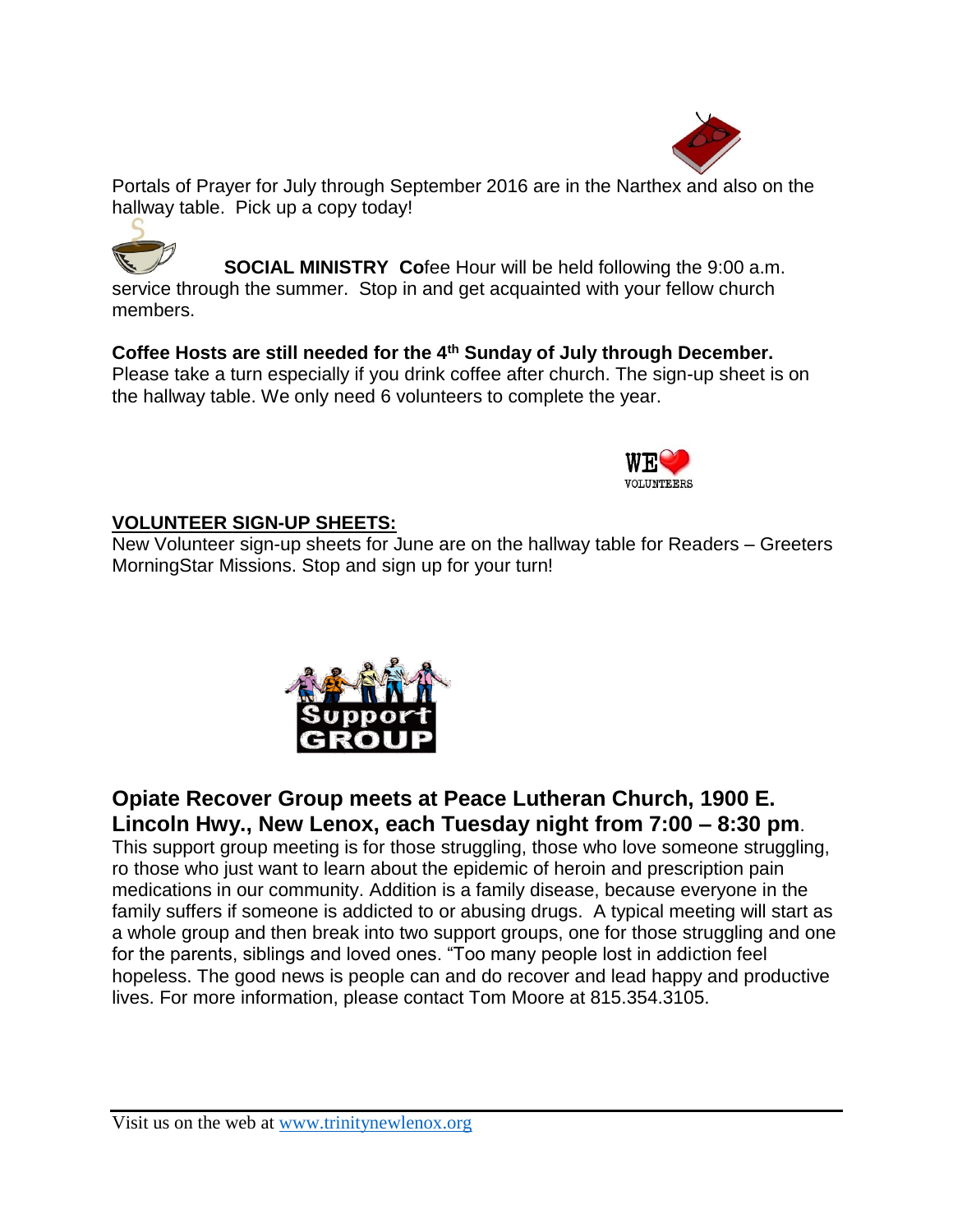Portals of Prayer for July through September 2016 are in the Narthex and also on the hallway table. Pick up a copy today!

**SOCIAL MINISTRY Co**fee Hour will be held following the 9:00 a.m. service through the summer. Stop in and get acquainted with your fellow church members.

**Coffee Hosts are still needed for the 4th Sunday of July through December.**
Please take a turn especially if you drink coffee after church. The sign-up sheet is on the hallway table. We only need 6 volunteers to complete the year.

**VOLUNTEER SIGN-UP SHEETS:**
New Volunteer sign-up sheets for June are on the hallway table for Readers – Greeters MorningStar Missions. Stop and sign up for your turn!

**Opiate Recover Group meets at Peace Lutheran Church, 1900 E. Lincoln Hwy., New Lenox, each Tuesday night from 7:00 – 8:30 pm**.
This support group meeting is for those struggling, those who love someone struggling, ro those who just want to learn about the epidemic of heroin and prescription pain medications in our community. Addition is a family disease, because everyone in the family suffers if someone is addicted to or abusing drugs. A typical meeting will start as a whole group and then break into two support groups, one for those struggling and one for the parents, siblings and loved ones. "Too many people lost in addiction feel hopeless. The good news is people can and do recover and lead happy and productive lives. For more information, please contact Tom Moore at 815.354.3105.

Visit us on the web at www.trinitynewlenox.org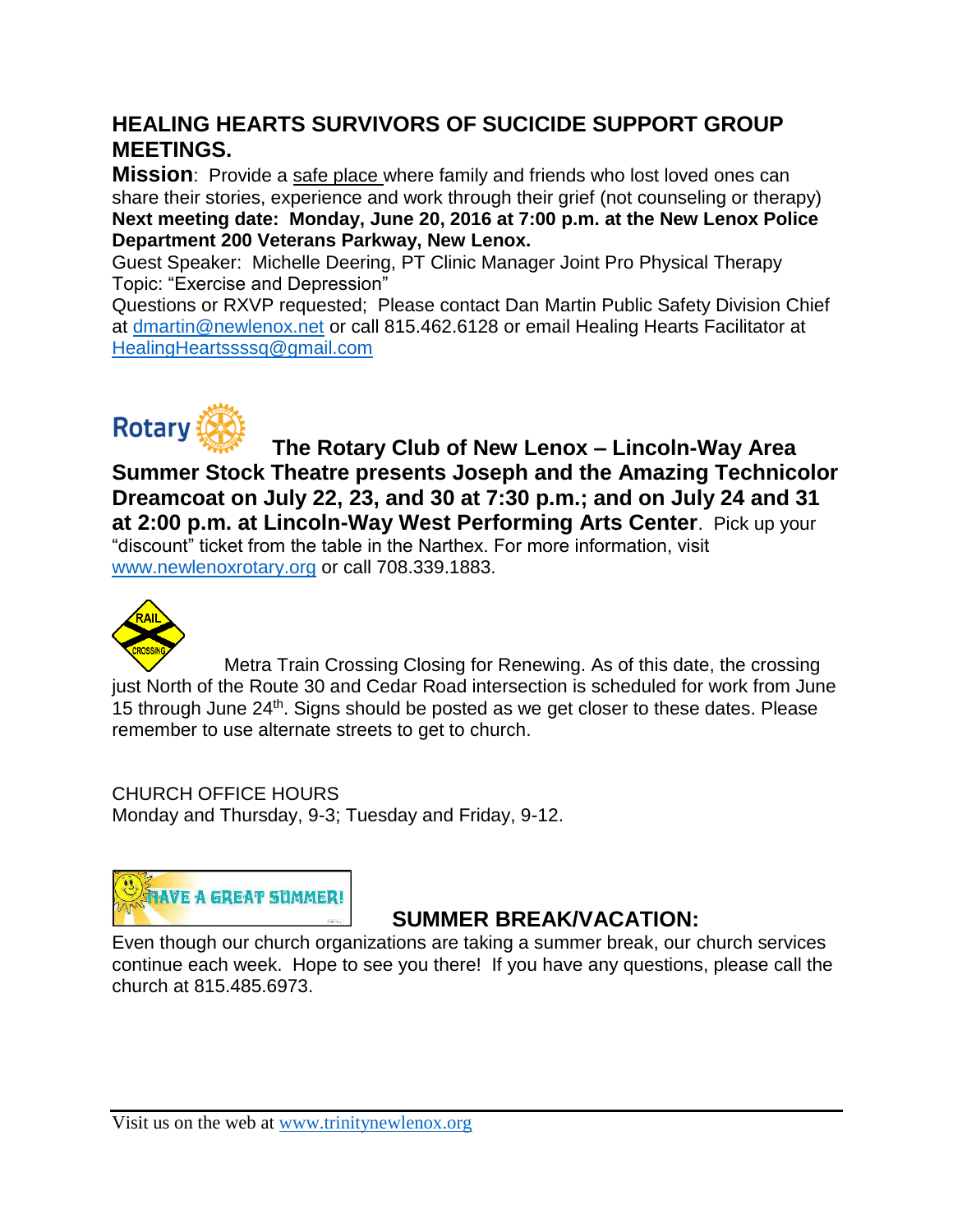## HEALING HEARTS SURVIVORS OF SUCICIDE SUPPORT GROUP MEETINGS.

**Mission**: Provide a safe place where family and friends who lost loved ones can share their stories, experience and work through their grief (not counseling or therapy)

**Next meeting date: Monday, June 20, 2016 at 7:00 p.m. at the New Lenox Police Department 200 Veterans Parkway, New Lenox.**

Guest Speaker: Michelle Deering, PT Clinic Manager Joint Pro Physical Therapy

Topic: "Exercise and Depression"

Questions or RXVP requested; Please contact Dan Martin Public Safety Division Chief at dmartin@newlenox.net or call 815.462.6128 or email Healing Hearts Facilitator at HealingHeartssssq@gmail.com

**The Rotary Club of New Lenox – Lincoln-Way Area Summer Stock Theatre presents Joseph and the Amazing Technicolor Dreamcoat on July 22, 23, and 30 at 7:30 p.m.; and on July 24 and 31 at 2:00 p.m. at Lincoln-Way West Performing Arts Center**. Pick up your "discount" ticket from the table in the Narthex. For more information, visit www.newlenoxrotary.org or call 708.339.1883.

Metra Train Crossing Closing for Renewing. As of this date, the crossing just North of the Route 30 and Cedar Road intersection is scheduled for work from June 15 through June 24th. Signs should be posted as we get closer to these dates. Please remember to use alternate streets to get to church.

CHURCH OFFICE HOURS

Monday and Thursday, 9-3; Tuesday and Friday, 9-12.

## SUMMER BREAK/VACATION:

Even though our church organizations are taking a summer break, our church services continue each week. Hope to see you there! If you have any questions, please call the church at 815.485.6973.

Visit us on the web at www.trinitynewlenox.org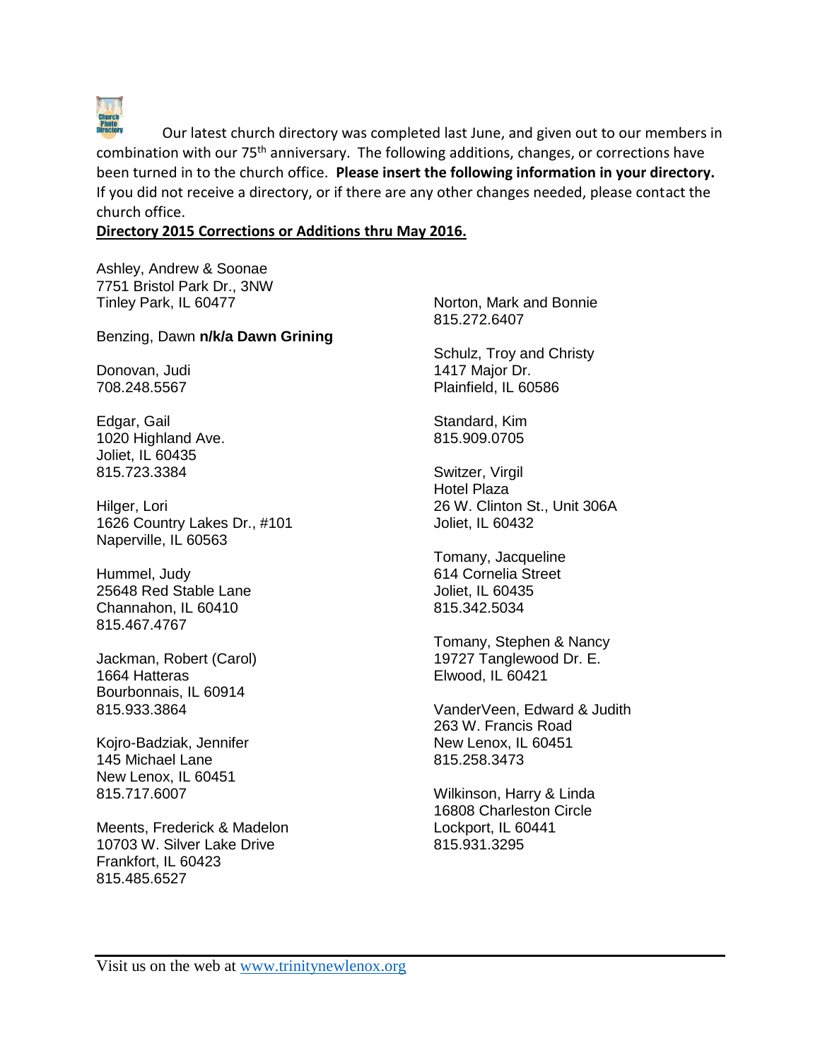Our latest church directory was completed last June, and given out to our members in combination with our 75th anniversary. The following additions, changes, or corrections have been turned in to the church office. **Please insert the following information in your directory.** If you did not receive a directory, or if there are any other changes needed, please contact the church office.

**Directory 2015 Corrections or Additions thru May 2016.**

Ashley, Andrew & Soonae
7751 Bristol Park Dr., 3NW
Tinley Park, IL 60477

Benzing, Dawn **n/k/a Dawn Grining**

Donovan, Judi
708.248.5567

Edgar, Gail
1020 Highland Ave.
Joliet, IL 60435
815.723.3384

Hilger, Lori
1626 Country Lakes Dr., #101
Naperville, IL 60563

Hummel, Judy
25648 Red Stable Lane
Channahon, IL 60410
815.467.4767

Jackman, Robert (Carol)
1664 Hatteras
Bourbonnais, IL 60914
815.933.3864

Kojro-Badziak, Jennifer
145 Michael Lane
New Lenox, IL 60451
815.717.6007

Meents, Frederick & Madelon
10703 W. Silver Lake Drive
Frankfort, IL 60423
815.485.6527

Norton, Mark and Bonnie
815.272.6407

Schulz, Troy and Christy
1417 Major Dr.
Plainfield, IL 60586

Standard, Kim
815.909.0705

Switzer, Virgil
Hotel Plaza
26 W. Clinton St., Unit 306A
Joliet, IL 60432

Tomany, Jacqueline
614 Cornelia Street
Joliet, IL 60435
815.342.5034

Tomany, Stephen & Nancy
19727 Tanglewood Dr. E.
Elwood, IL 60421

VanderVeen, Edward & Judith
263 W. Francis Road
New Lenox, IL 60451
815.258.3473

Wilkinson, Harry & Linda
16808 Charleston Circle
Lockport, IL 60441
815.931.3295

Visit us on the web at www.trinitynewlenox.org